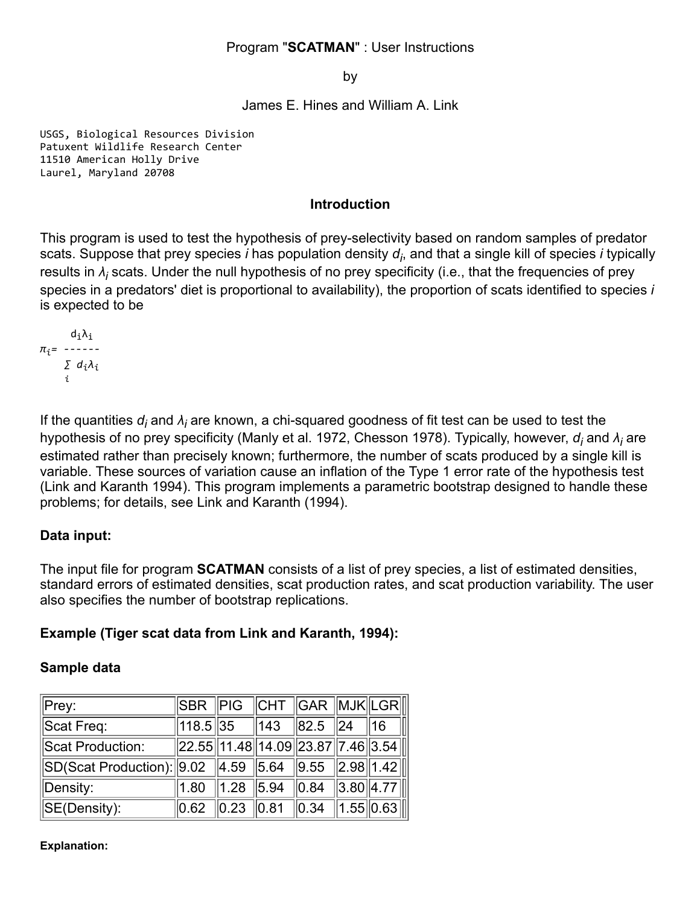Program "**SCATMAN**" : User Instructions

by

James E. Hines and William A. Link

```
USGS, Biological Resources Division
Patuxent Wildlife Research Center
11510 American Holly Drive
Laurel, Maryland 20708
```

## Introduction

This program is used to test the hypothesis of prey-selectivity based on random samples of predator scats. Suppose that prey species *i* has population density $d_i$, and that a single kill of species *i* typically results in $\lambda_i$ scats. Under the null hypothesis of no prey specificity (i.e., that the frequencies of prey species in a predators' diet is proportional to availability), the proportion of scats identified to species *i* is expected to be

$$\pi_i = \frac{d_i \lambda_i}{\sum_i d_i \lambda_i}$$

If the quantities $d_i$ and $\lambda_i$ are known, a chi-squared goodness of fit test can be used to test the hypothesis of no prey specificity (Manly et al. 1972, Chesson 1978). Typically, however, $d_i$ and $\lambda_i$ are estimated rather than precisely known; furthermore, the number of scats produced by a single kill is variable. These sources of variation cause an inflation of the Type 1 error rate of the hypothesis test (Link and Karanth 1994). This program implements a parametric bootstrap designed to handle these problems; for details, see Link and Karanth (1994).

### Data input:

The input file for program **SCATMAN** consists of a list of prey species, a list of estimated densities, standard errors of estimated densities, scat production rates, and scat production variability. The user also specifies the number of bootstrap replications.

### Example (Tiger scat data from Link and Karanth, 1994):

### Sample data

| Prey: | SBR | PIG | CHT | GAR | MJK | LGR |
|---|---|---|---|---|---|---|
| Scat Freq: | 118.5 | 35 | 143 | 82.5 | 24 | 16 |
| Scat Production: | 22.55 | 11.48 | 14.09 | 23.87 | 7.46 | 3.54 |
| SD(Scat Production): | 9.02 | 4.59 | 5.64 | 9.55 | 2.98 | 1.42 |
| Density: | 1.80 | 1.28 | 5.94 | 0.84 | 3.80 | 4.77 |
| SE(Density): | 0.62 | 0.23 | 0.81 | 0.34 | 1.55 | 0.63 |

**Explanation:**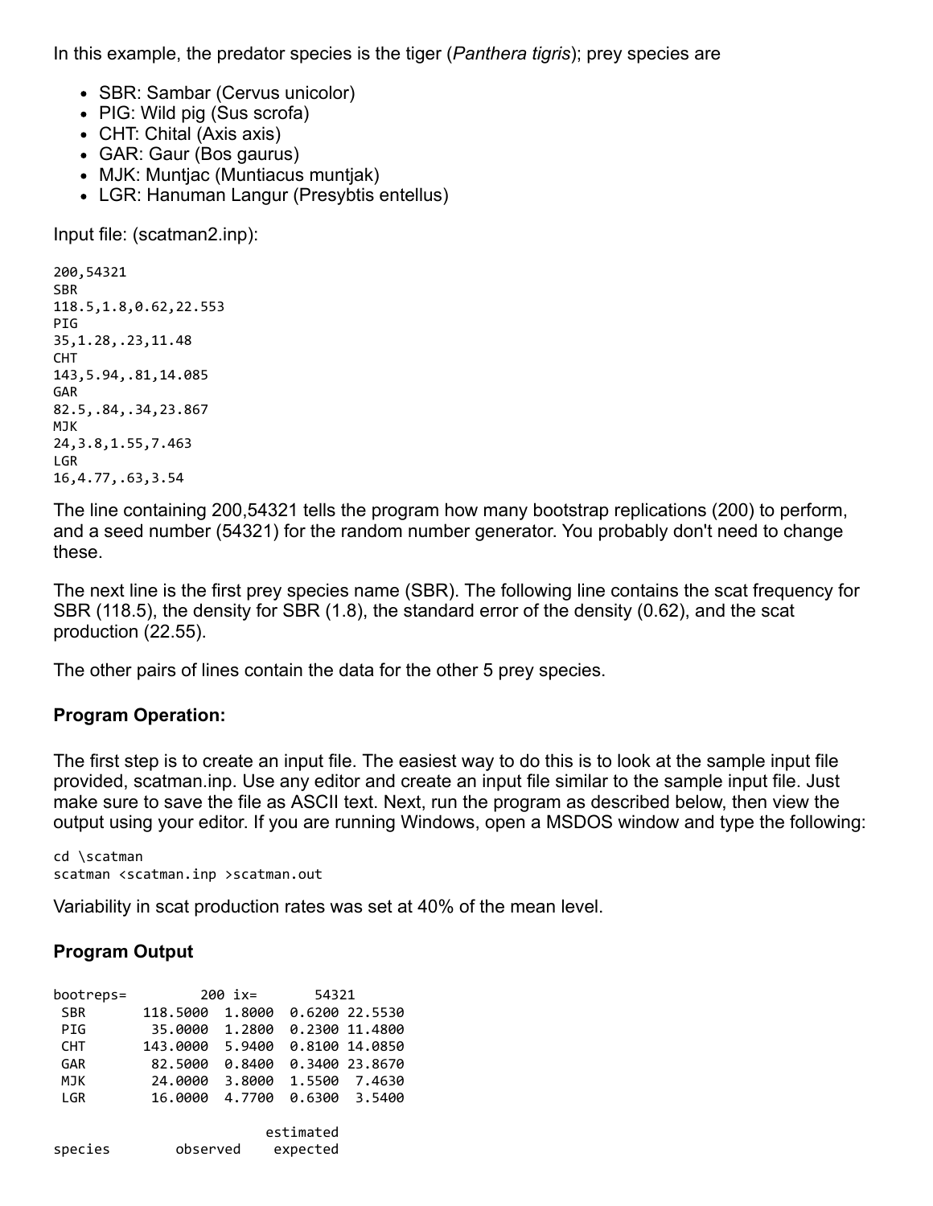In this example, the predator species is the tiger (*Panthera tigris*); prey species are

- SBR: Sambar (Cervus unicolor)
- PIG: Wild pig (Sus scrofa)
- CHT: Chital (Axis axis)
- GAR: Gaur (Bos gaurus)
- MJK: Muntjac (Muntiacus muntjak)
- LGR: Hanuman Langur (Presybtis entellus)

Input file: (scatman2.inp):

```
200,54321
SBR
118.5,1.8,0.62,22.553
PIG
35,1.28,.23,11.48
CHT
143,5.94,.81,14.085
GAR
82.5,.84,.34,23.867
MJK
24,3.8,1.55,7.463
LGR
16,4.77,.63,3.54
```

The line containing 200,54321 tells the program how many bootstrap replications (200) to perform, and a seed number (54321) for the random number generator. You probably don't need to change these.

The next line is the first prey species name (SBR). The following line contains the scat frequency for SBR (118.5), the density for SBR (1.8), the standard error of the density (0.62), and the scat production (22.55).

The other pairs of lines contain the data for the other 5 prey species.

### Program Operation:

The first step is to create an input file. The easiest way to do this is to look at the sample input file provided, scatman.inp. Use any editor and create an input file similar to the sample input file. Just make sure to save the file as ASCII text. Next, run the program as described below, then view the output using your editor. If you are running Windows, open a MSDOS window and type the following:

```
cd \scatman
scatman <scatman.inp >scatman.out
```

Variability in scat production rates was set at 40% of the mean level.

### Program Output

```
bootreps=         200 ix=       54321
 SBR       118.5000  1.8000  0.6200 22.5530
 PIG        35.0000  1.2800  0.2300 11.4800
 CHT       143.0000  5.9400  0.8100 14.0850
 GAR        82.5000  0.8400  0.3400 23.8670
 MJK        24.0000  3.8000  1.5500  7.4630
 LGR        16.0000  4.7700  0.6300  3.5400

                         estimated
species        observed    expected
```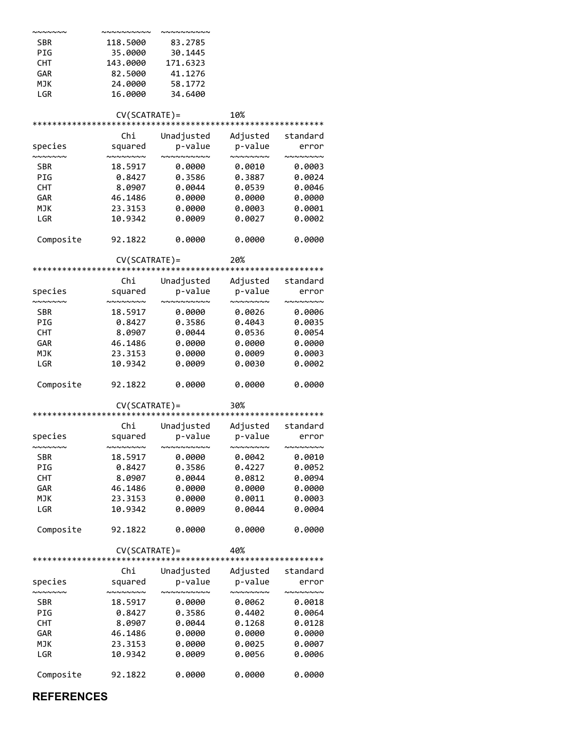```
~~~~~~~       ~~~~~~~~~~  ~~~~~~~~~~
 SBR          118.5000     83.2785
 PIG           35.0000     30.1445
 CHT          143.0000    171.6323
 GAR           82.5000     41.1276
 MJK           24.0000     58.1772
 LGR           16.0000     34.6400

              CV(SCATRATE)=         10%
***********************************************************
               Chi      Unadjusted    Adjusted   standard
species        squared    p-value      p-value      error
~~~~~~~       ~~~~~~~~  ~~~~~~~~~~    ~~~~~~~~   ~~~~~~~~
 SBR           18.5917     0.0000      0.0010     0.0003
 PIG            0.8427     0.3586      0.3887     0.0024
 CHT            8.0907     0.0044      0.0539     0.0046
 GAR           46.1486     0.0000      0.0000     0.0000
 MJK           23.3153     0.0000      0.0003     0.0001
 LGR           10.9342     0.0009      0.0027     0.0002

 Composite     92.1822     0.0000      0.0000     0.0000

              CV(SCATRATE)=         20%
***********************************************************
               Chi      Unadjusted    Adjusted   standard
species        squared    p-value      p-value      error
~~~~~~~       ~~~~~~~~  ~~~~~~~~~~    ~~~~~~~~   ~~~~~~~~
 SBR           18.5917     0.0000      0.0026     0.0006
 PIG            0.8427     0.3586      0.4043     0.0035
 CHT            8.0907     0.0044      0.0536     0.0054
 GAR           46.1486     0.0000      0.0000     0.0000
 MJK           23.3153     0.0000      0.0009     0.0003
 LGR           10.9342     0.0009      0.0030     0.0002

 Composite     92.1822     0.0000      0.0000     0.0000

              CV(SCATRATE)=         30%
***********************************************************
               Chi      Unadjusted    Adjusted   standard
species        squared    p-value      p-value      error
~~~~~~~       ~~~~~~~~  ~~~~~~~~~~    ~~~~~~~~   ~~~~~~~~
 SBR           18.5917     0.0000      0.0042     0.0010
 PIG            0.8427     0.3586      0.4227     0.0052
 CHT            8.0907     0.0044      0.0812     0.0094
 GAR           46.1486     0.0000      0.0000     0.0000
 MJK           23.3153     0.0000      0.0011     0.0003
 LGR           10.9342     0.0009      0.0044     0.0004

 Composite     92.1822     0.0000      0.0000     0.0000

              CV(SCATRATE)=         40%
***********************************************************
               Chi      Unadjusted    Adjusted   standard
species        squared    p-value      p-value      error
~~~~~~~       ~~~~~~~~  ~~~~~~~~~~    ~~~~~~~~   ~~~~~~~~
 SBR           18.5917     0.0000      0.0062     0.0018
 PIG            0.8427     0.3586      0.4402     0.0064
 CHT            8.0907     0.0044      0.1268     0.0128
 GAR           46.1486     0.0000      0.0000     0.0000
 MJK           23.3153     0.0000      0.0025     0.0007
 LGR           10.9342     0.0009      0.0056     0.0006

 Composite     92.1822     0.0000      0.0000     0.0000
```

## REFERENCES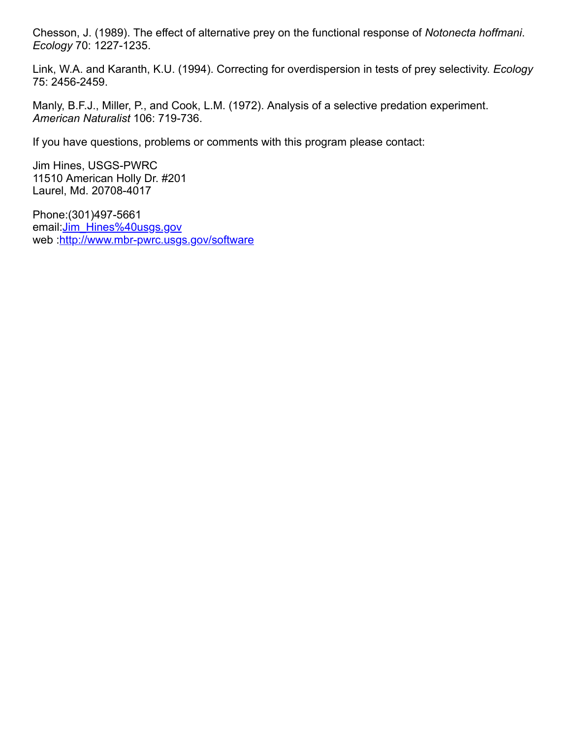Chesson, J. (1989). The effect of alternative prey on the functional response of *Notonecta hoffmani*. *Ecology* 70: 1227-1235.

Link, W.A. and Karanth, K.U. (1994). Correcting for overdispersion in tests of prey selectivity. *Ecology* 75: 2456-2459.

Manly, B.F.J., Miller, P., and Cook, L.M. (1972). Analysis of a selective predation experiment. *American Naturalist* 106: 719-736.

If you have questions, problems or comments with this program please contact:

Jim Hines, USGS-PWRC
11510 American Holly Dr. #201
Laurel, Md. 20708-4017

Phone:(301)497-5661
email:[Jim_Hines%40usgs.gov](mailto:Jim_Hines%40usgs.gov)
web :[http://www.mbr-pwrc.usgs.gov/software](http://www.mbr-pwrc.usgs.gov/software)